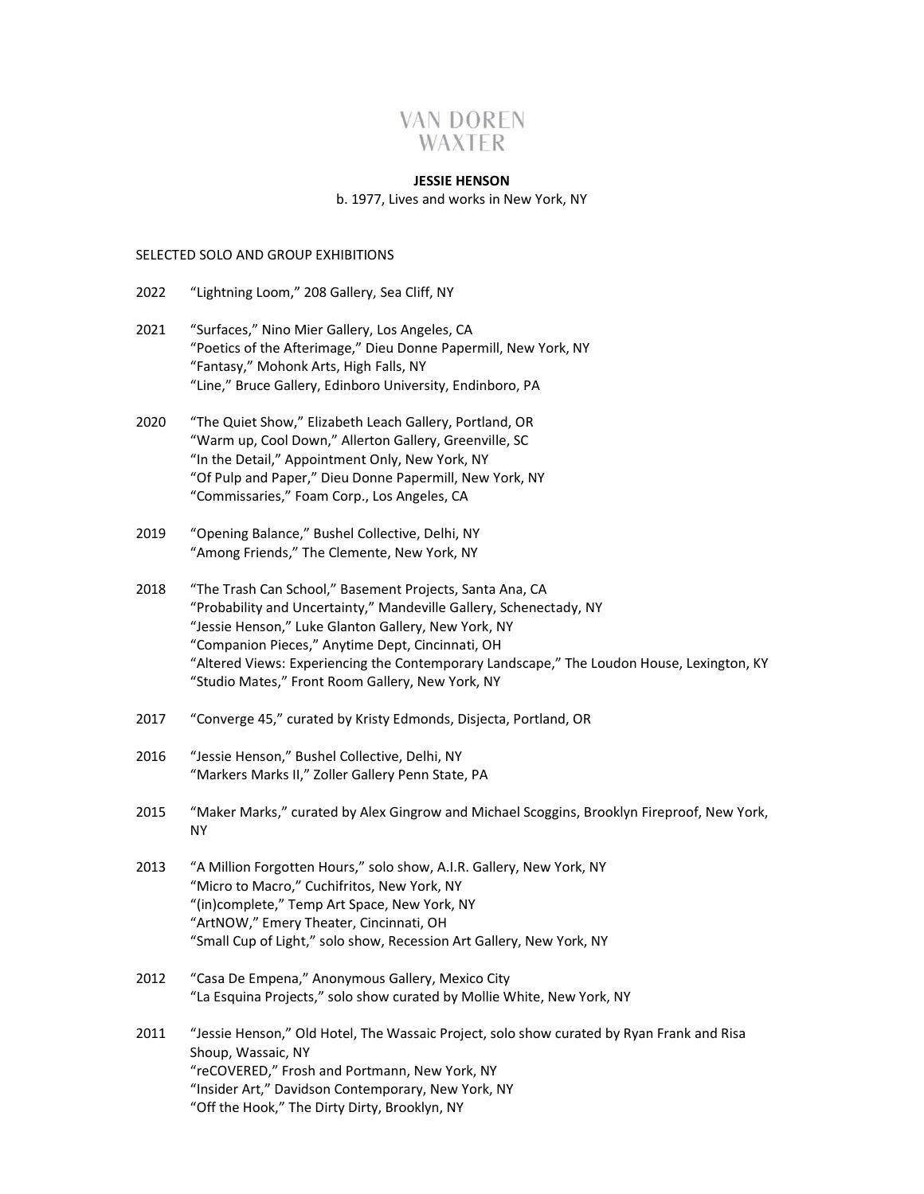VAN DOREN
WAXTER

**JESSIE HENSON**

b. 1977, Lives and works in New York, NY

SELECTED SOLO AND GROUP EXHIBITIONS

2022 "Lightning Loom," 208 Gallery, Sea Cliff, NY

2021 "Surfaces," Nino Mier Gallery, Los Angeles, CA
"Poetics of the Afterimage," Dieu Donne Papermill, New York, NY
"Fantasy," Mohonk Arts, High Falls, NY
"Line," Bruce Gallery, Edinboro University, Endinboro, PA

2020 "The Quiet Show," Elizabeth Leach Gallery, Portland, OR
"Warm up, Cool Down," Allerton Gallery, Greenville, SC
"In the Detail," Appointment Only, New York, NY
"Of Pulp and Paper," Dieu Donne Papermill, New York, NY
"Commissaries," Foam Corp., Los Angeles, CA

2019 "Opening Balance," Bushel Collective, Delhi, NY
"Among Friends," The Clemente, New York, NY

2018 "The Trash Can School," Basement Projects, Santa Ana, CA
"Probability and Uncertainty," Mandeville Gallery, Schenectady, NY
"Jessie Henson," Luke Glanton Gallery, New York, NY
"Companion Pieces," Anytime Dept, Cincinnati, OH
"Altered Views: Experiencing the Contemporary Landscape," The Loudon House, Lexington, KY
"Studio Mates," Front Room Gallery, New York, NY

2017 "Converge 45," curated by Kristy Edmonds, Disjecta, Portland, OR

2016 "Jessie Henson," Bushel Collective, Delhi, NY
"Markers Marks II," Zoller Gallery Penn State, PA

2015 "Maker Marks," curated by Alex Gingrow and Michael Scoggins, Brooklyn Fireproof, New York, NY

2013 "A Million Forgotten Hours," solo show, A.I.R. Gallery, New York, NY
"Micro to Macro," Cuchifritos, New York, NY
"(in)complete," Temp Art Space, New York, NY
"ArtNOW," Emery Theater, Cincinnati, OH
"Small Cup of Light," solo show, Recession Art Gallery, New York, NY

2012 "Casa De Empena," Anonymous Gallery, Mexico City
"La Esquina Projects," solo show curated by Mollie White, New York, NY

2011 "Jessie Henson," Old Hotel, The Wassaic Project, solo show curated by Ryan Frank and Risa Shoup, Wassaic, NY
"reCOVERED," Frosh and Portmann, New York, NY
"Insider Art," Davidson Contemporary, New York, NY
"Off the Hook," The Dirty Dirty, Brooklyn, NY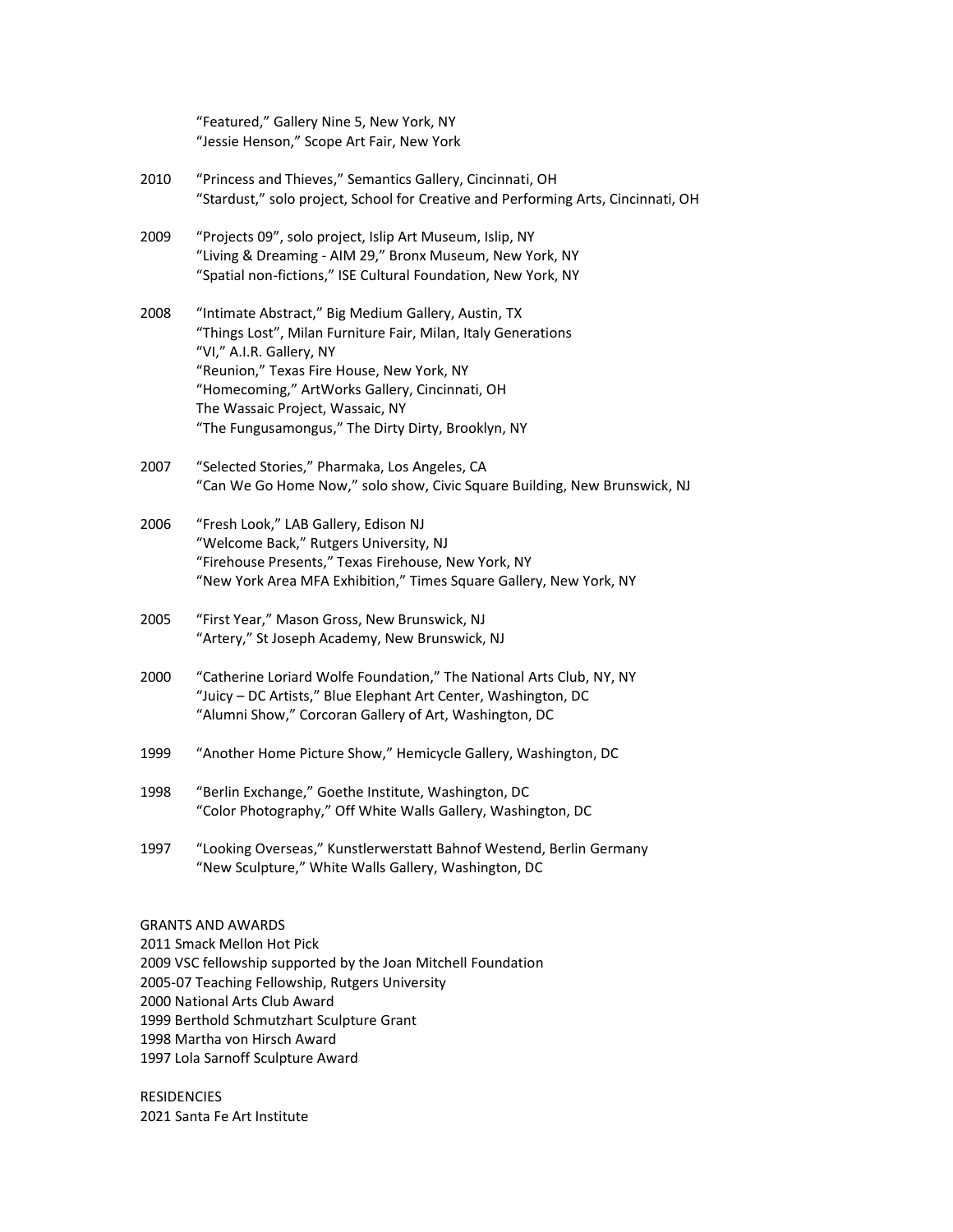"Featured," Gallery Nine 5, New York, NY
"Jessie Henson," Scope Art Fair, New York

2010 "Princess and Thieves," Semantics Gallery, Cincinnati, OH
"Stardust," solo project, School for Creative and Performing Arts, Cincinnati, OH

2009 "Projects 09", solo project, Islip Art Museum, Islip, NY
"Living & Dreaming - AIM 29," Bronx Museum, New York, NY
"Spatial non-fictions," ISE Cultural Foundation, New York, NY

2008 "Intimate Abstract," Big Medium Gallery, Austin, TX
"Things Lost", Milan Furniture Fair, Milan, Italy Generations
"VI," A.I.R. Gallery, NY
"Reunion," Texas Fire House, New York, NY
"Homecoming," ArtWorks Gallery, Cincinnati, OH
The Wassaic Project, Wassaic, NY
"The Fungusamongus," The Dirty Dirty, Brooklyn, NY

2007 "Selected Stories," Pharmaka, Los Angeles, CA
"Can We Go Home Now," solo show, Civic Square Building, New Brunswick, NJ

2006 "Fresh Look," LAB Gallery, Edison NJ
"Welcome Back," Rutgers University, NJ
"Firehouse Presents," Texas Firehouse, New York, NY
"New York Area MFA Exhibition," Times Square Gallery, New York, NY

2005 "First Year," Mason Gross, New Brunswick, NJ
"Artery," St Joseph Academy, New Brunswick, NJ

2000 "Catherine Loriard Wolfe Foundation," The National Arts Club, NY, NY
"Juicy – DC Artists," Blue Elephant Art Center, Washington, DC
"Alumni Show," Corcoran Gallery of Art, Washington, DC

1999 "Another Home Picture Show," Hemicycle Gallery, Washington, DC

1998 "Berlin Exchange," Goethe Institute, Washington, DC
"Color Photography," Off White Walls Gallery, Washington, DC

1997 "Looking Overseas," Kunstlerwerstatt Bahnof Westend, Berlin Germany
"New Sculpture," White Walls Gallery, Washington, DC

GRANTS AND AWARDS
2011 Smack Mellon Hot Pick
2009 VSC fellowship supported by the Joan Mitchell Foundation
2005-07 Teaching Fellowship, Rutgers University
2000 National Arts Club Award
1999 Berthold Schmutzhart Sculpture Grant
1998 Martha von Hirsch Award
1997 Lola Sarnoff Sculpture Award

RESIDENCIES
2021 Santa Fe Art Institute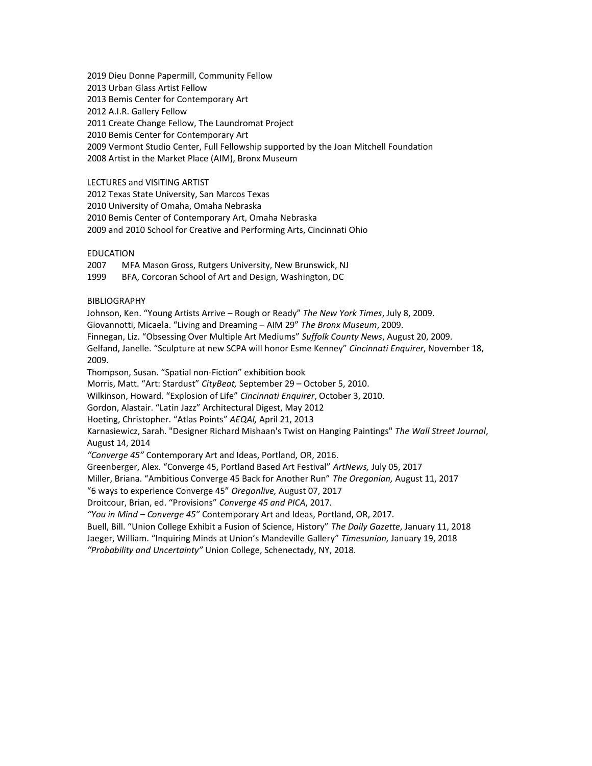2019 Dieu Donne Papermill, Community Fellow
2013 Urban Glass Artist Fellow
2013 Bemis Center for Contemporary Art
2012 A.I.R. Gallery Fellow
2011 Create Change Fellow, The Laundromat Project
2010 Bemis Center for Contemporary Art
2009 Vermont Studio Center, Full Fellowship supported by the Joan Mitchell Foundation
2008 Artist in the Market Place (AIM), Bronx Museum

LECTURES and VISITING ARTIST

2012 Texas State University, San Marcos Texas
2010 University of Omaha, Omaha Nebraska
2010 Bemis Center of Contemporary Art, Omaha Nebraska
2009 and 2010 School for Creative and Performing Arts, Cincinnati Ohio

EDUCATION

2007 MFA Mason Gross, Rutgers University, New Brunswick, NJ
1999 BFA, Corcoran School of Art and Design, Washington, DC

BIBLIOGRAPHY

Johnson, Ken. "Young Artists Arrive – Rough or Ready" *The New York Times*, July 8, 2009.
Giovannotti, Micaela. "Living and Dreaming – AIM 29" *The Bronx Museum*, 2009.
Finnegan, Liz. "Obsessing Over Multiple Art Mediums" *Suffolk County News*, August 20, 2009.
Gelfand, Janelle. "Sculpture at new SCPA will honor Esme Kenney" *Cincinnati Enquirer*, November 18, 2009.
Thompson, Susan. "Spatial non-Fiction" exhibition book
Morris, Matt. "Art: Stardust" *CityBeat,* September 29 – October 5, 2010.
Wilkinson, Howard. "Explosion of Life" *Cincinnati Enquirer*, October 3, 2010.
Gordon, Alastair. "Latin Jazz" Architectural Digest, May 2012
Hoeting, Christopher. "Atlas Points" *AEQAI,* April 21, 2013
Karnasiewicz, Sarah. "Designer Richard Mishaan's Twist on Hanging Paintings" *The Wall Street Journal*, August 14, 2014
*"Converge 45"* Contemporary Art and Ideas, Portland, OR, 2016.
Greenberger, Alex. "Converge 45, Portland Based Art Festival" *ArtNews,* July 05, 2017
Miller, Briana. "Ambitious Converge 45 Back for Another Run" *The Oregonian,* August 11, 2017
"6 ways to experience Converge 45" *Oregonlive,* August 07, 2017
Droitcour, Brian, ed. "Provisions" *Converge 45 and PICA*, 2017.
*"You in Mind – Converge 45"* Contemporary Art and Ideas, Portland, OR, 2017.
Buell, Bill. "Union College Exhibit a Fusion of Science, History" *The Daily Gazette*, January 11, 2018
Jaeger, William. "Inquiring Minds at Union's Mandeville Gallery" *Timesunion,* January 19, 2018
*"Probability and Uncertainty"* Union College, Schenectady, NY, 2018.